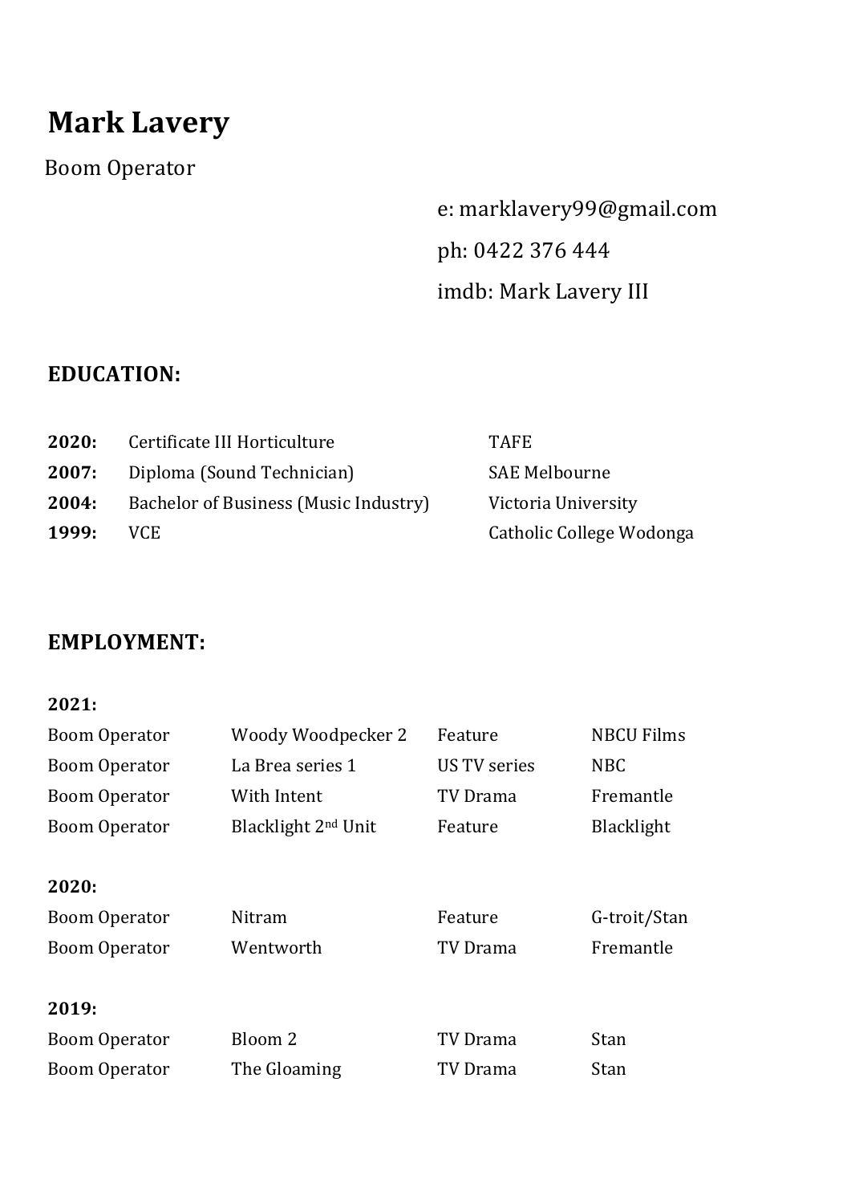# Mark Lavery

Boom Operator

e: marklavery99@gmail.com

ph: 0422 376 444

imdb: Mark Lavery III

## EDUCATION:

| | | |
|---|---|---|
| **2020:** | Certificate III Horticulture | TAFE |
| **2007:** | Diploma (Sound Technician) | SAE Melbourne |
| **2004:** | Bachelor of Business (Music Industry) | Victoria University |
| **1999:** | VCE | Catholic College Wodonga |

## EMPLOYMENT:

**2021:**

| | | | |
|---|---|---|---|
| Boom Operator | Woody Woodpecker 2 | Feature | NBCU Films |
| Boom Operator | La Brea series 1 | US TV series | NBC |
| Boom Operator | With Intent | TV Drama | Fremantle |
| Boom Operator | Blacklight 2nd Unit | Feature | Blacklight |

**2020:**

| | | | |
|---|---|---|---|
| Boom Operator | Nitram | Feature | G-troit/Stan |
| Boom Operator | Wentworth | TV Drama | Fremantle |

**2019:**

| | | | |
|---|---|---|---|
| Boom Operator | Bloom 2 | TV Drama | Stan |
| Boom Operator | The Gloaming | TV Drama | Stan |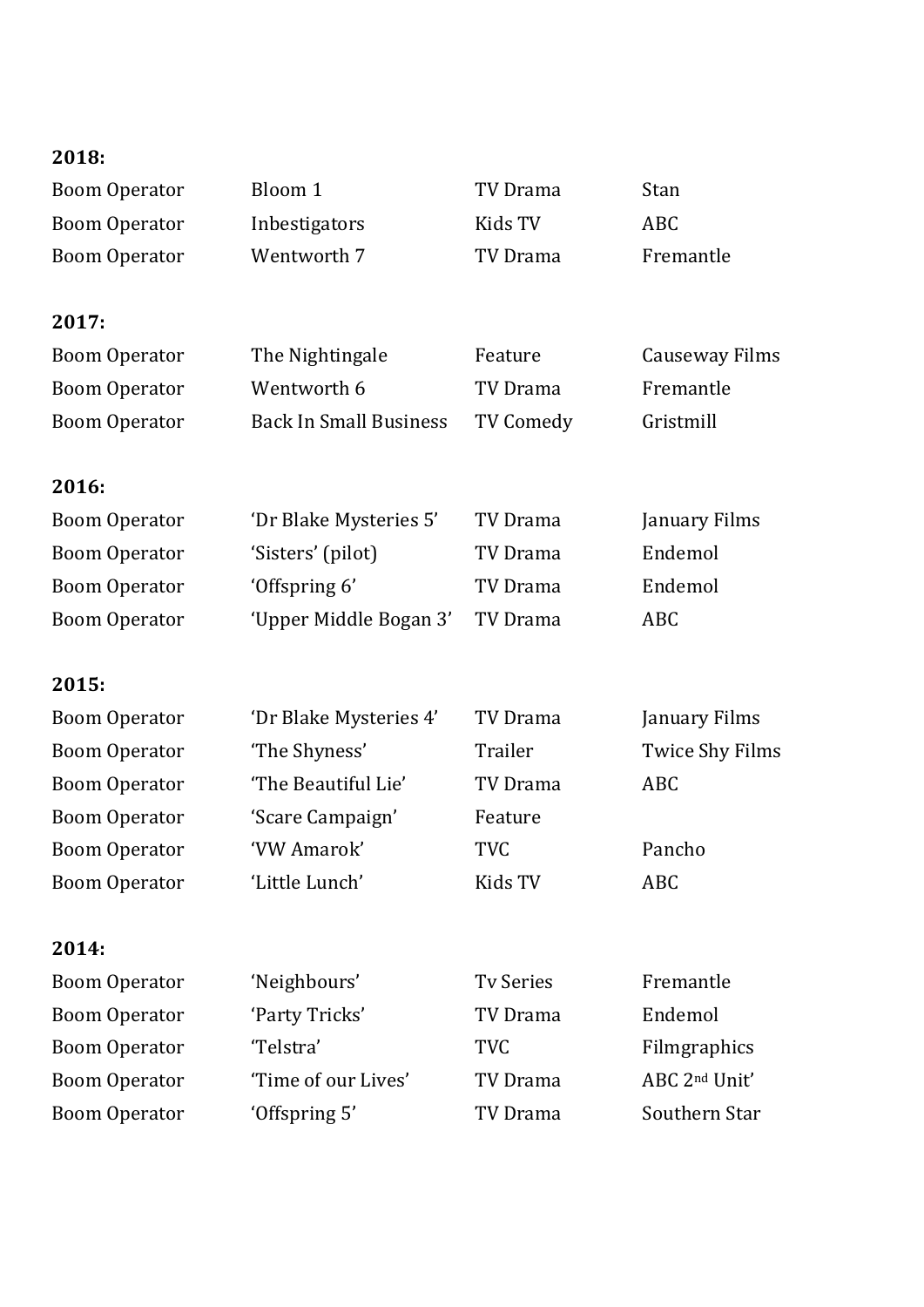**2018:**

| | | | |
|---|---|---|---|
| Boom Operator | Bloom 1 | TV Drama | Stan |
| Boom Operator | Inbestigators | Kids TV | ABC |
| Boom Operator | Wentworth 7 | TV Drama | Fremantle |

**2017:**

| | | | |
|---|---|---|---|
| Boom Operator | The Nightingale | Feature | Causeway Films |
| Boom Operator | Wentworth 6 | TV Drama | Fremantle |
| Boom Operator | Back In Small Business | TV Comedy | Gristmill |

**2016:**

| | | | |
|---|---|---|---|
| Boom Operator | 'Dr Blake Mysteries 5' | TV Drama | January Films |
| Boom Operator | 'Sisters' (pilot) | TV Drama | Endemol |
| Boom Operator | 'Offspring 6' | TV Drama | Endemol |
| Boom Operator | 'Upper Middle Bogan 3' | TV Drama | ABC |

**2015:**

| | | | |
|---|---|---|---|
| Boom Operator | 'Dr Blake Mysteries 4' | TV Drama | January Films |
| Boom Operator | 'The Shyness' | Trailer | Twice Shy Films |
| Boom Operator | 'The Beautiful Lie' | TV Drama | ABC |
| Boom Operator | 'Scare Campaign' | Feature | |
| Boom Operator | 'VW Amarok' | TVC | Pancho |
| Boom Operator | 'Little Lunch' | Kids TV | ABC |

**2014:**

| | | | |
|---|---|---|---|
| Boom Operator | 'Neighbours' | Tv Series | Fremantle |
| Boom Operator | 'Party Tricks' | TV Drama | Endemol |
| Boom Operator | 'Telstra' | TVC | Filmgraphics |
| Boom Operator | 'Time of our Lives' | TV Drama | ABC 2nd Unit' |
| Boom Operator | 'Offspring 5' | TV Drama | Southern Star |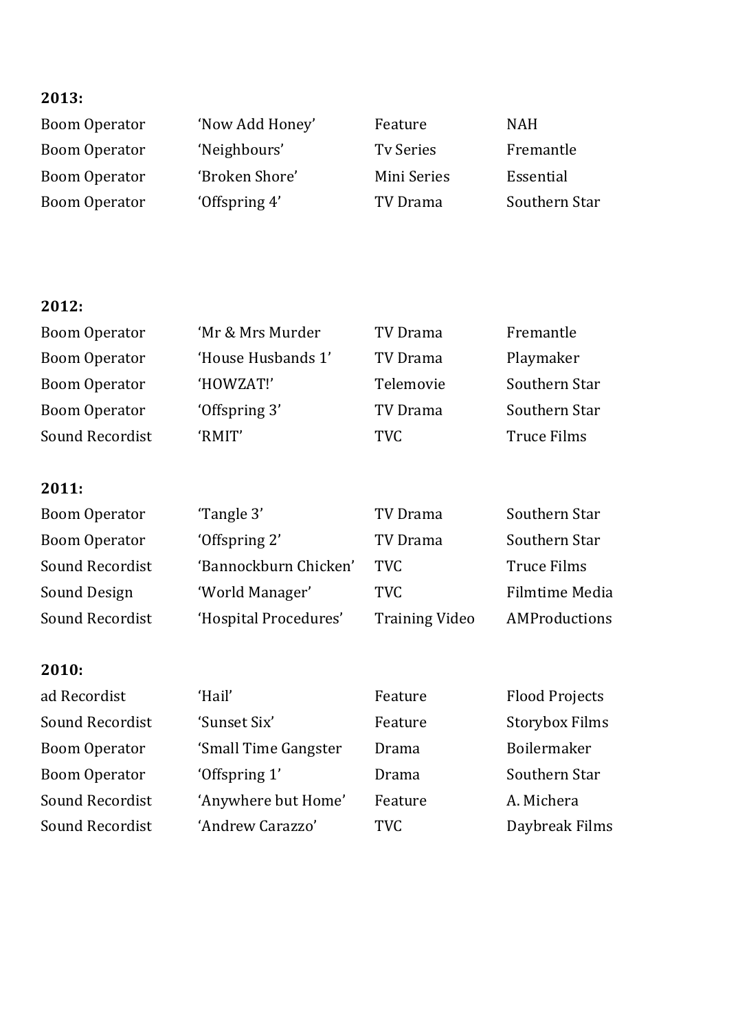**2013:**

| | | | |
|---|---|---|---|
| Boom Operator | 'Now Add Honey' | Feature | NAH |
| Boom Operator | 'Neighbours' | Tv Series | Fremantle |
| Boom Operator | 'Broken Shore' | Mini Series | Essential |
| Boom Operator | 'Offspring 4' | TV Drama | Southern Star |

**2012:**

| | | | |
|---|---|---|---|
| Boom Operator | 'Mr & Mrs Murder | TV Drama | Fremantle |
| Boom Operator | 'House Husbands 1' | TV Drama | Playmaker |
| Boom Operator | 'HOWZAT!' | Telemovie | Southern Star |
| Boom Operator | 'Offspring 3' | TV Drama | Southern Star |
| Sound Recordist | 'RMIT' | TVC | Truce Films |

**2011:**

| | | | |
|---|---|---|---|
| Boom Operator | 'Tangle 3' | TV Drama | Southern Star |
| Boom Operator | 'Offspring 2' | TV Drama | Southern Star |
| Sound Recordist | 'Bannockburn Chicken' | TVC | Truce Films |
| Sound Design | 'World Manager' | TVC | Filmtime Media |
| Sound Recordist | 'Hospital Procedures' | Training Video | AMProductions |

**2010:**

| | | | |
|---|---|---|---|
| ad Recordist | 'Hail' | Feature | Flood Projects |
| Sound Recordist | 'Sunset Six' | Feature | Storybox Films |
| Boom Operator | 'Small Time Gangster | Drama | Boilermaker |
| Boom Operator | 'Offspring 1' | Drama | Southern Star |
| Sound Recordist | 'Anywhere but Home' | Feature | A. Michera |
| Sound Recordist | 'Andrew Carazzo' | TVC | Daybreak Films |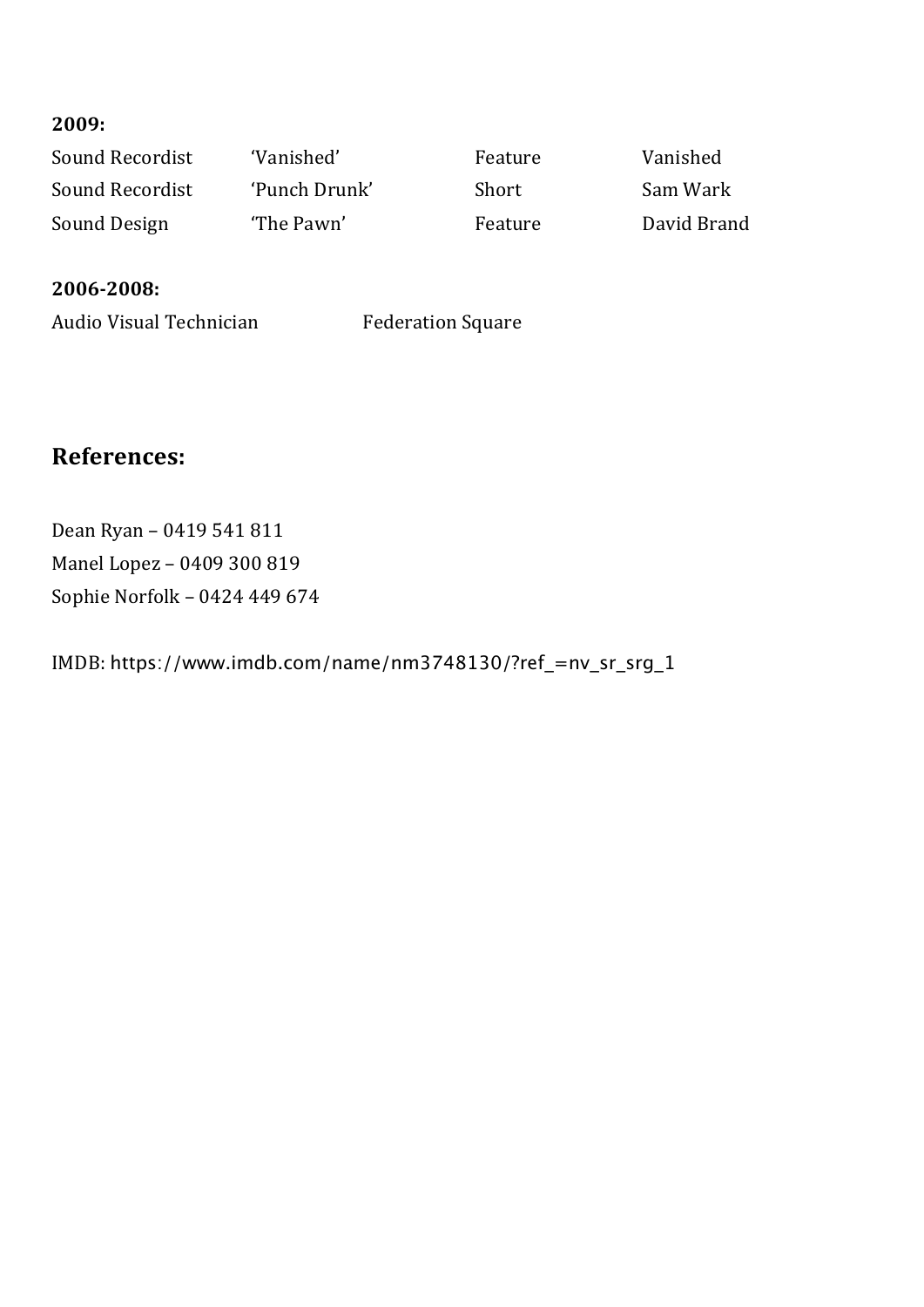**2009:**

| | | | |
|---|---|---|---|
| Sound Recordist | 'Vanished' | Feature | Vanished |
| Sound Recordist | 'Punch Drunk' | Short | Sam Wark |
| Sound Design | 'The Pawn' | Feature | David Brand |

**2006-2008:**

| | |
|---|---|
| Audio Visual Technician | Federation Square |

## References:

Dean Ryan – 0419 541 811
Manel Lopez – 0409 300 819
Sophie Norfolk – 0424 449 674

IMDB: https://www.imdb.com/name/nm3748130/?ref_=nv_sr_srg_1